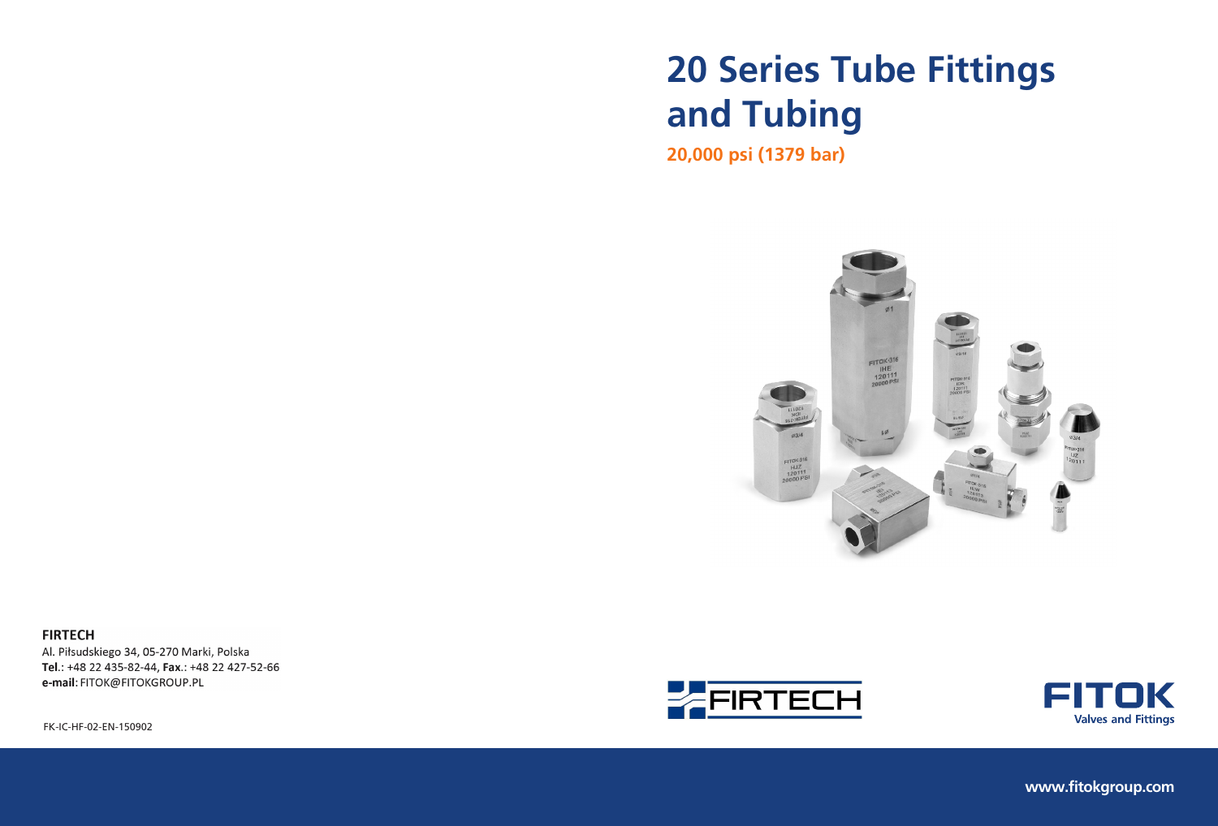# 20 Series Tube Fittings and Tubing

**20,000 psi (1379 bar)**

**FIRTECH**
Al. Piłsudskiego 34, 05-270 Marki, Polska
**Tel.**: +48 22 435-82-44, **Fax.**: +48 22 427-52-66
**e-mail**: FITOK@FITOKGROUP.PL

FK-IC-HF-02-EN-150902

FIRTECH

FITOK
Valves and Fittings

www.fitokgroup.com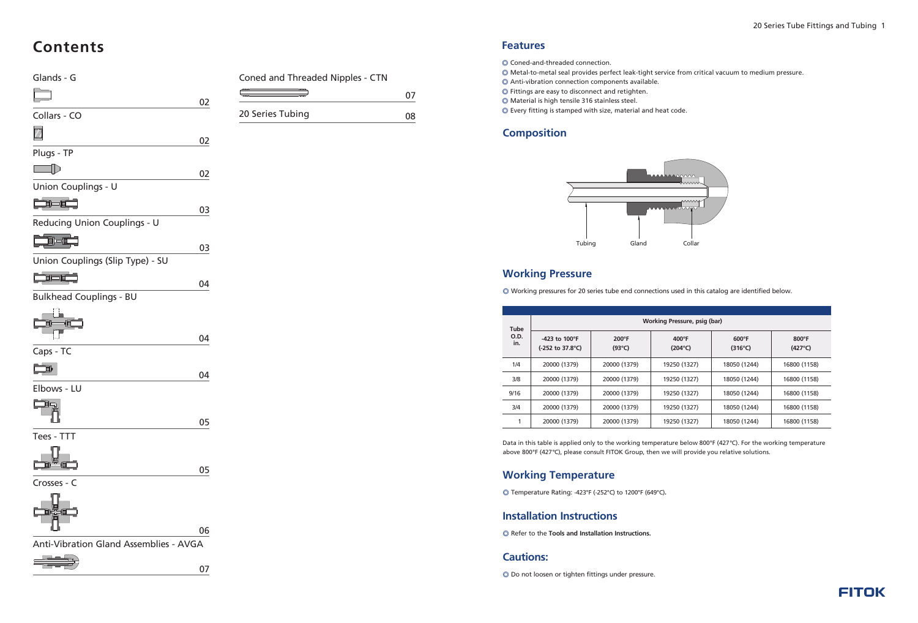# Contents

| | |
|---|---|
| Glands - G | 02 |
| Collars - CO | 02 |
| Plugs - TP | 02 |
| Union Couplings - U | 03 |
| Reducing Union Couplings - U | 03 |
| Union Couplings (Slip Type) - SU | 04 |
| Bulkhead Couplings - BU | 04 |
| Caps - TC | 04 |
| Elbows - LU | 05 |
| Tees - TTT | 05 |
| Crosses - C | 06 |
| Anti-Vibration Gland Assemblies - AVGA | 07 |
| Coned and Threaded Nipples - CTN | 07 |
| 20 Series Tubing | 08 |

## Features

- Coned-and-threaded connection.
- Metal-to-metal seal provides perfect leak-tight service from critical vacuum to medium pressure.
- Anti-vibration connection components available.
- Fittings are easy to disconnect and retighten.
- Material is high tensile 316 stainless steel.
- Every fitting is stamped with size, material and heat code.

## Composition

Tubing    Gland    Collar

## Working Pressure

- Working pressures for 20 series tube end connections used in this catalog are identified below.

| Tube O.D. in. | Working Pressure, psig (bar) | | | | |
|---|---|---|---|---|---|
| | -423 to 100°F (-252 to 37.8°C) | 200°F (93°C) | 400°F (204°C) | 600°F (316°C) | 800°F (427°C) |
| 1/4 | 20000 (1379) | 20000 (1379) | 19250 (1327) | 18050 (1244) | 16800 (1158) |
| 3/8 | 20000 (1379) | 20000 (1379) | 19250 (1327) | 18050 (1244) | 16800 (1158) |
| 9/16 | 20000 (1379) | 20000 (1379) | 19250 (1327) | 18050 (1244) | 16800 (1158) |
| 3/4 | 20000 (1379) | 20000 (1379) | 19250 (1327) | 18050 (1244) | 16800 (1158) |
| 1 | 20000 (1379) | 20000 (1379) | 19250 (1327) | 18050 (1244) | 16800 (1158) |

Data in this table is applied only to the working temperature below 800°F (427°C). For the working temperature above 800°F (427°C), please consult FITOK Group, then we will provide you relative solutions.

## Working Temperature

- Temperature Rating: -423°F (-252°C) to 1200°F (649°C).

## Installation Instructions

- Refer to the **Tools and Installation Instructions.**

## Cautions:

- Do not loosen or tighten fittings under pressure.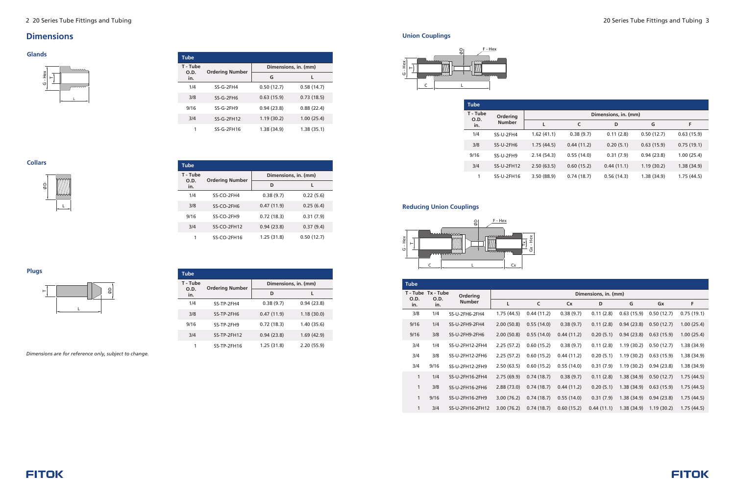## Dimensions

### Glands

| Tube | | | |
|---|---|---|---|
| T - Tube O.D. in. | Ordering Number | Dimensions, in. (mm) | |
| | | G | L |
| 1/4 | SS-G-2FH4 | 0.50 (12.7) | 0.58 (14.7) |
| 3/8 | SS-G-2FH6 | 0.63 (15.9) | 0.73 (18.5) |
| 9/16 | SS-G-2FH9 | 0.94 (23.8) | 0.88 (22.4) |
| 3/4 | SS-G-2FH12 | 1.19 (30.2) | 1.00 (25.4) |
| 1 | SS-G-2FH16 | 1.38 (34.9) | 1.38 (35.1) |

### Collars

| Tube | | | |
|---|---|---|---|
| T - Tube O.D. in. | Ordering Number | Dimensions, in. (mm) | |
| | | D | L |
| 1/4 | SS-CO-2FH4 | 0.38 (9.7) | 0.22 (5.6) |
| 3/8 | SS-CO-2FH6 | 0.47 (11.9) | 0.25 (6.4) |
| 9/16 | SS-CO-2FH9 | 0.72 (18.3) | 0.31 (7.9) |
| 3/4 | SS-CO-2FH12 | 0.94 (23.8) | 0.37 (9.4) |
| 1 | SS-CO-2FH16 | 1.25 (31.8) | 0.50 (12.7) |

### Plugs

| Tube | | | |
|---|---|---|---|
| T - Tube O.D. in. | Ordering Number | Dimensions, in. (mm) | |
| | | D | L |
| 1/4 | SS-TP-2FH4 | 0.38 (9.7) | 0.94 (23.8) |
| 3/8 | SS-TP-2FH6 | 0.47 (11.9) | 1.18 (30.0) |
| 9/16 | SS-TP-2FH9 | 0.72 (18.3) | 1.40 (35.6) |
| 3/4 | SS-TP-2FH12 | 0.94 (23.8) | 1.69 (42.9) |
| 1 | SS-TP-2FH16 | 1.25 (31.8) | 2.20 (55.9) |

*Dimensions are for reference only, subject to change.*

### Union Couplings

| Tube | | | | | | |
|---|---|---|---|---|---|---|
| T - Tube O.D. in. | Ordering Number | Dimensions, in. (mm) | | | | |
| | | L | C | D | G | F |
| 1/4 | SS-U-2FH4 | 1.62 (41.1) | 0.38 (9.7) | 0.11 (2.8) | 0.50 (12.7) | 0.63 (15.9) |
| 3/8 | SS-U-2FH6 | 1.75 (44.5) | 0.44 (11.2) | 0.20 (5.1) | 0.63 (15.9) | 0.75 (19.1) |
| 9/16 | SS-U-2FH9 | 2.14 (54.3) | 0.55 (14.0) | 0.31 (7.9) | 0.94 (23.8) | 1.00 (25.4) |
| 3/4 | SS-U-2FH12 | 2.50 (63.5) | 0.60 (15.2) | 0.44 (11.1) | 1.19 (30.2) | 1.38 (34.9) |
| 1 | SS-U-2FH16 | 3.50 (88.9) | 0.74 (18.7) | 0.56 (14.3) | 1.38 (34.9) | 1.75 (44.5) |

### Reducing Union Couplings

| Tube | | | | | | | | | |
|---|---|---|---|---|---|---|---|---|---|
| T - Tube O.D. in. | Tx - Tube O.D. in. | Ordering Number | Dimensions, in. (mm) | | | | | | |
| | | | L | C | Cx | D | G | Gx | F |
| 3/8 | 1/4 | SS-U-2FH6-2FH4 | 1.75 (44.5) | 0.44 (11.2) | 0.38 (9.7) | 0.11 (2.8) | 0.63 (15.9) | 0.50 (12.7) | 0.75 (19.1) |
| 9/16 | 1/4 | SS-U-2FH9-2FH4 | 2.00 (50.8) | 0.55 (14.0) | 0.38 (9.7) | 0.11 (2.8) | 0.94 (23.8) | 0.50 (12.7) | 1.00 (25.4) |
| 9/16 | 3/8 | SS-U-2FH9-2FH6 | 2.00 (50.8) | 0.55 (14.0) | 0.44 (11.2) | 0.20 (5.1) | 0.94 (23.8) | 0.63 (15.9) | 1.00 (25.4) |
| 3/4 | 1/4 | SS-U-2FH12-2FH4 | 2.25 (57.2) | 0.60 (15.2) | 0.38 (9.7) | 0.11 (2.8) | 1.19 (30.2) | 0.50 (12.7) | 1.38 (34.9) |
| 3/4 | 3/8 | SS-U-2FH12-2FH6 | 2.25 (57.2) | 0.60 (15.2) | 0.44 (11.2) | 0.20 (5.1) | 1.19 (30.2) | 0.63 (15.9) | 1.38 (34.9) |
| 3/4 | 9/16 | SS-U-2FH12-2FH9 | 2.50 (63.5) | 0.60 (15.2) | 0.55 (14.0) | 0.31 (7.9) | 1.19 (30.2) | 0.94 (23.8) | 1.38 (34.9) |
| 1 | 1/4 | SS-U-2FH16-2FH4 | 2.75 (69.9) | 0.74 (18.7) | 0.38 (9.7) | 0.11 (2.8) | 1.38 (34.9) | 0.50 (12.7) | 1.75 (44.5) |
| 1 | 3/8 | SS-U-2FH16-2FH6 | 2.88 (73.0) | 0.74 (18.7) | 0.44 (11.2) | 0.20 (5.1) | 1.38 (34.9) | 0.63 (15.9) | 1.75 (44.5) |
| 1 | 9/16 | SS-U-2FH16-2FH9 | 3.00 (76.2) | 0.74 (18.7) | 0.55 (14.0) | 0.31 (7.9) | 1.38 (34.9) | 0.94 (23.8) | 1.75 (44.5) |
| 1 | 3/4 | SS-U-2FH16-2FH12 | 3.00 (76.2) | 0.74 (18.7) | 0.60 (15.2) | 0.44 (11.1) | 1.38 (34.9) | 1.19 (30.2) | 1.75 (44.5) |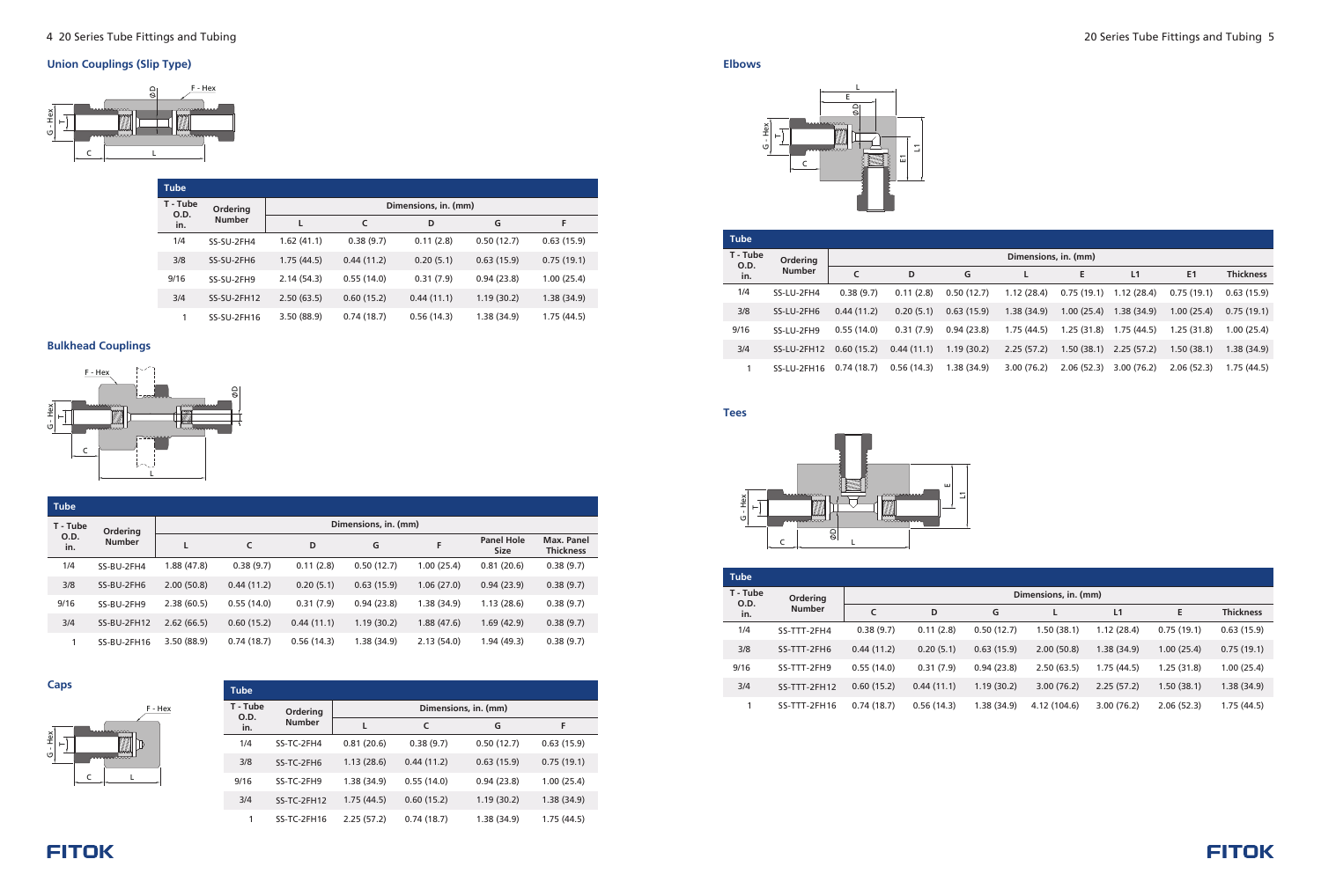## Union Couplings (Slip Type)

| Tube | | Dimensions, in. (mm) | | | | |
|---|---|---|---|---|---|---|
| T - Tube O.D. in. | Ordering Number | L | C | D | G | F |
| 1/4 | SS-SU-2FH4 | 1.62 (41.1) | 0.38 (9.7) | 0.11 (2.8) | 0.50 (12.7) | 0.63 (15.9) |
| 3/8 | SS-SU-2FH6 | 1.75 (44.5) | 0.44 (11.2) | 0.20 (5.1) | 0.63 (15.9) | 0.75 (19.1) |
| 9/16 | SS-SU-2FH9 | 2.14 (54.3) | 0.55 (14.0) | 0.31 (7.9) | 0.94 (23.8) | 1.00 (25.4) |
| 3/4 | SS-SU-2FH12 | 2.50 (63.5) | 0.60 (15.2) | 0.44 (11.1) | 1.19 (30.2) | 1.38 (34.9) |
| 1 | SS-SU-2FH16 | 3.50 (88.9) | 0.74 (18.7) | 0.56 (14.3) | 1.38 (34.9) | 1.75 (44.5) |

## Bulkhead Couplings

| Tube | | Dimensions, in. (mm) | | | | | | |
|---|---|---|---|---|---|---|---|---|
| T - Tube O.D. in. | Ordering Number | L | C | D | G | F | Panel Hole Size | Max. Panel Thickness |
| 1/4 | SS-BU-2FH4 | 1.88 (47.8) | 0.38 (9.7) | 0.11 (2.8) | 0.50 (12.7) | 1.00 (25.4) | 0.81 (20.6) | 0.38 (9.7) |
| 3/8 | SS-BU-2FH6 | 2.00 (50.8) | 0.44 (11.2) | 0.20 (5.1) | 0.63 (15.9) | 1.06 (27.0) | 0.94 (23.9) | 0.38 (9.7) |
| 9/16 | SS-BU-2FH9 | 2.38 (60.5) | 0.55 (14.0) | 0.31 (7.9) | 0.94 (23.8) | 1.38 (34.9) | 1.13 (28.6) | 0.38 (9.7) |
| 3/4 | SS-BU-2FH12 | 2.62 (66.5) | 0.60 (15.2) | 0.44 (11.1) | 1.19 (30.2) | 1.88 (47.6) | 1.69 (42.9) | 0.38 (9.7) |
| 1 | SS-BU-2FH16 | 3.50 (88.9) | 0.74 (18.7) | 0.56 (14.3) | 1.38 (34.9) | 2.13 (54.0) | 1.94 (49.3) | 0.38 (9.7) |

## Caps

| Tube | | Dimensions, in. (mm) | | | |
|---|---|---|---|---|---|
| T - Tube O.D. in. | Ordering Number | L | C | G | F |
| 1/4 | SS-TC-2FH4 | 0.81 (20.6) | 0.38 (9.7) | 0.50 (12.7) | 0.63 (15.9) |
| 3/8 | SS-TC-2FH6 | 1.13 (28.6) | 0.44 (11.2) | 0.63 (15.9) | 0.75 (19.1) |
| 9/16 | SS-TC-2FH9 | 1.38 (34.9) | 0.55 (14.0) | 0.94 (23.8) | 1.00 (25.4) |
| 3/4 | SS-TC-2FH12 | 1.75 (44.5) | 0.60 (15.2) | 1.19 (30.2) | 1.38 (34.9) |
| 1 | SS-TC-2FH16 | 2.25 (57.2) | 0.74 (18.7) | 1.38 (34.9) | 1.75 (44.5) |

## Elbows

| Tube | | Dimensions, in. (mm) | | | | | | | |
|---|---|---|---|---|---|---|---|---|---|
| T - Tube O.D. in. | Ordering Number | C | D | G | L | E | L1 | E1 | Thickness |
| 1/4 | SS-LU-2FH4 | 0.38 (9.7) | 0.11 (2.8) | 0.50 (12.7) | 1.12 (28.4) | 0.75 (19.1) | 1.12 (28.4) | 0.75 (19.1) | 0.63 (15.9) |
| 3/8 | SS-LU-2FH6 | 0.44 (11.2) | 0.20 (5.1) | 0.63 (15.9) | 1.38 (34.9) | 1.00 (25.4) | 1.38 (34.9) | 1.00 (25.4) | 0.75 (19.1) |
| 9/16 | SS-LU-2FH9 | 0.55 (14.0) | 0.31 (7.9) | 0.94 (23.8) | 1.75 (44.5) | 1.25 (31.8) | 1.75 (44.5) | 1.25 (31.8) | 1.00 (25.4) |
| 3/4 | SS-LU-2FH12 | 0.60 (15.2) | 0.44 (11.1) | 1.19 (30.2) | 2.25 (57.2) | 1.50 (38.1) | 2.25 (57.2) | 1.50 (38.1) | 1.38 (34.9) |
| 1 | SS-LU-2FH16 | 0.74 (18.7) | 0.56 (14.3) | 1.38 (34.9) | 3.00 (76.2) | 2.06 (52.3) | 3.00 (76.2) | 2.06 (52.3) | 1.75 (44.5) |

## Tees

| Tube | | Dimensions, in. (mm) | | | | | | |
|---|---|---|---|---|---|---|---|---|
| T - Tube O.D. in. | Ordering Number | C | D | G | L | L1 | E | Thickness |
| 1/4 | SS-TTT-2FH4 | 0.38 (9.7) | 0.11 (2.8) | 0.50 (12.7) | 1.50 (38.1) | 1.12 (28.4) | 0.75 (19.1) | 0.63 (15.9) |
| 3/8 | SS-TTT-2FH6 | 0.44 (11.2) | 0.20 (5.1) | 0.63 (15.9) | 2.00 (50.8) | 1.38 (34.9) | 1.00 (25.4) | 0.75 (19.1) |
| 9/16 | SS-TTT-2FH9 | 0.55 (14.0) | 0.31 (7.9) | 0.94 (23.8) | 2.50 (63.5) | 1.75 (44.5) | 1.25 (31.8) | 1.00 (25.4) |
| 3/4 | SS-TTT-2FH12 | 0.60 (15.2) | 0.44 (11.1) | 1.19 (30.2) | 3.00 (76.2) | 2.25 (57.2) | 1.50 (38.1) | 1.38 (34.9) |
| 1 | SS-TTT-2FH16 | 0.74 (18.7) | 0.56 (14.3) | 1.38 (34.9) | 4.12 (104.6) | 3.00 (76.2) | 2.06 (52.3) | 1.75 (44.5) |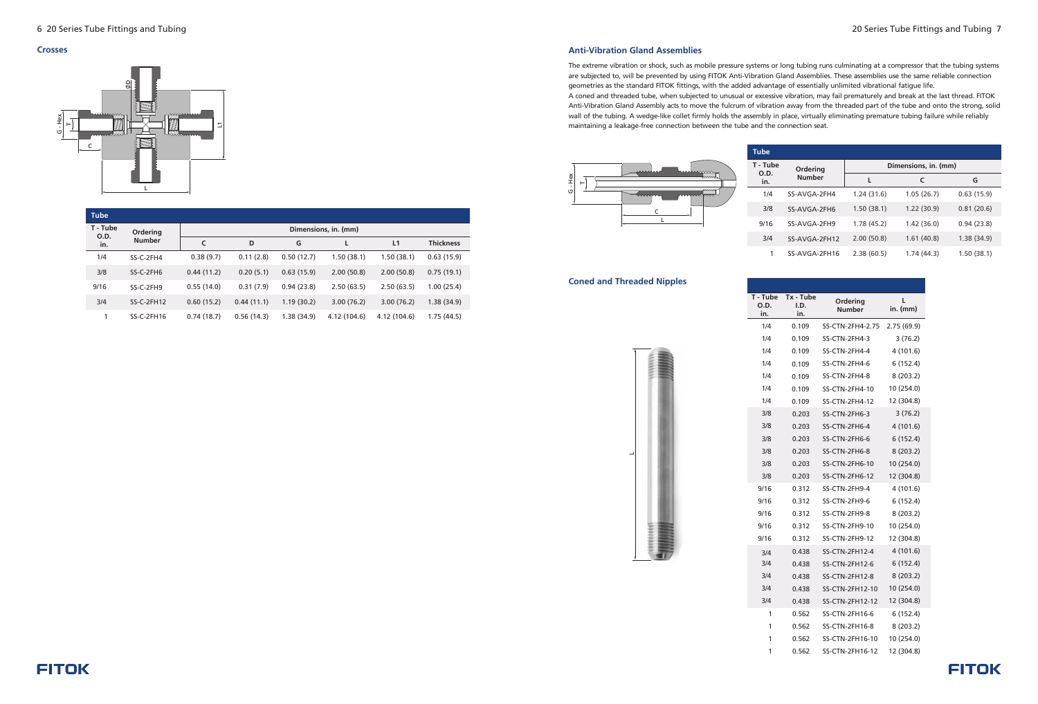## Crosses

| Tube | | | | | | | |
|---|---|---|---|---|---|---|---|
| T - Tube O.D. in. | Ordering Number | Dimensions, in. (mm) | | | | | |
| | | C | D | G | L | L1 | Thickness |
| 1/4 | SS-C-2FH4 | 0.38 (9.7) | 0.11 (2.8) | 0.50 (12.7) | 1.50 (38.1) | 1.50 (38.1) | 0.63 (15.9) |
| 3/8 | SS-C-2FH6 | 0.44 (11.2) | 0.20 (5.1) | 0.63 (15.9) | 2.00 (50.8) | 2.00 (50.8) | 0.75 (19.1) |
| 9/16 | SS-C-2FH9 | 0.55 (14.0) | 0.31 (7.9) | 0.94 (23.8) | 2.50 (63.5) | 2.50 (63.5) | 1.00 (25.4) |
| 3/4 | SS-C-2FH12 | 0.60 (15.2) | 0.44 (11.1) | 1.19 (30.2) | 3.00 (76.2) | 3.00 (76.2) | 1.38 (34.9) |
| 1 | SS-C-2FH16 | 0.74 (18.7) | 0.56 (14.3) | 1.38 (34.9) | 4.12 (104.6) | 4.12 (104.6) | 1.75 (44.5) |

## Anti-Vibration Gland Assemblies

The extreme vibration or shock, such as mobile pressure systems or long tubing runs culminating at a compressor that the tubing systems are subjected to, will be prevented by using FITOK Anti-Vibration Gland Assemblies. These assemblies use the same reliable connection geometries as the standard FITOK fittings, with the added advantage of essentially unlimited vibrational fatigue life.

A coned and threaded tube, when subjected to unusual or excessive vibration, may fail prematurely and break at the last thread. FITOK Anti-Vibration Gland Assembly acts to move the fulcrum of vibration away from the threaded part of the tube and onto the strong, solid wall of the tubing. A wedge-like collet firmly holds the assembly in place, virtually eliminating premature tubing failure while reliably maintaining a leakage-free connection between the tube and the connection seat.

| Tube | | | | |
|---|---|---|---|---|
| T - Tube O.D. in. | Ordering Number | Dimensions, in. (mm) | | |
| | | L | C | G |
| 1/4 | SS-AVGA-2FH4 | 1.24 (31.6) | 1.05 (26.7) | 0.63 (15.9) |
| 3/8 | SS-AVGA-2FH6 | 1.50 (38.1) | 1.22 (30.9) | 0.81 (20.6) |
| 9/16 | SS-AVGA-2FH9 | 1.78 (45.2) | 1.42 (36.0) | 0.94 (23.8) |
| 3/4 | SS-AVGA-2FH12 | 2.00 (50.8) | 1.61 (40.8) | 1.38 (34.9) |
| 1 | SS-AVGA-2FH16 | 2.38 (60.5) | 1.74 (44.3) | 1.50 (38.1) |

## Coned and Threaded Nipples

| T - Tube O.D. in. | Tx - Tube I.D. in. | Ordering Number | L in. (mm) |
|---|---|---|---|
| 1/4 | 0.109 | SS-CTN-2FH4-2.75 | 2.75 (69.9) |
| 1/4 | 0.109 | SS-CTN-2FH4-3 | 3 (76.2) |
| 1/4 | 0.109 | SS-CTN-2FH4-4 | 4 (101.6) |
| 1/4 | 0.109 | SS-CTN-2FH4-6 | 6 (152.4) |
| 1/4 | 0.109 | SS-CTN-2FH4-8 | 8 (203.2) |
| 1/4 | 0.109 | SS-CTN-2FH4-10 | 10 (254.0) |
| 1/4 | 0.109 | SS-CTN-2FH4-12 | 12 (304.8) |
| 3/8 | 0.203 | SS-CTN-2FH6-3 | 3 (76.2) |
| 3/8 | 0.203 | SS-CTN-2FH6-4 | 4 (101.6) |
| 3/8 | 0.203 | SS-CTN-2FH6-6 | 6 (152.4) |
| 3/8 | 0.203 | SS-CTN-2FH6-8 | 8 (203.2) |
| 3/8 | 0.203 | SS-CTN-2FH6-10 | 10 (254.0) |
| 3/8 | 0.203 | SS-CTN-2FH6-12 | 12 (304.8) |
| 9/16 | 0.312 | SS-CTN-2FH9-4 | 4 (101.6) |
| 9/16 | 0.312 | SS-CTN-2FH9-6 | 6 (152.4) |
| 9/16 | 0.312 | SS-CTN-2FH9-8 | 8 (203.2) |
| 9/16 | 0.312 | SS-CTN-2FH9-10 | 10 (254.0) |
| 9/16 | 0.312 | SS-CTN-2FH9-12 | 12 (304.8) |
| 3/4 | 0.438 | SS-CTN-2FH12-4 | 4 (101.6) |
| 3/4 | 0.438 | SS-CTN-2FH12-6 | 6 (152.4) |
| 3/4 | 0.438 | SS-CTN-2FH12-8 | 8 (203.2) |
| 3/4 | 0.438 | SS-CTN-2FH12-10 | 10 (254.0) |
| 3/4 | 0.438 | SS-CTN-2FH12-12 | 12 (304.8) |
| 1 | 0.562 | SS-CTN-2FH16-6 | 6 (152.4) |
| 1 | 0.562 | SS-CTN-2FH16-8 | 8 (203.2) |
| 1 | 0.562 | SS-CTN-2FH16-10 | 10 (254.0) |
| 1 | 0.562 | SS-CTN-2FH16-12 | 12 (304.8) |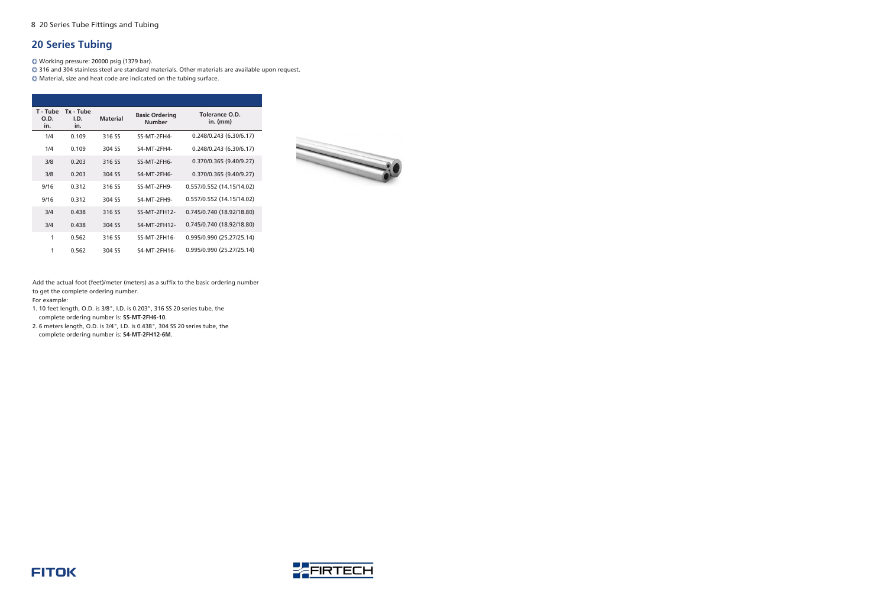## 20 Series Tubing

◎ Working pressure: 20000 psig (1379 bar).

◎ 316 and 304 stainless steel are standard materials. Other materials are available upon request.

◎ Material, size and heat code are indicated on the tubing surface.

| T - Tube O.D. in. | Tx - Tube I.D. in. | Material | Basic Ordering Number | Tolerance O.D. in. (mm) |
|---|---|---|---|---|
| 1/4 | 0.109 | 316 SS | SS-MT-2FH4- | 0.248/0.243 (6.30/6.17) |
| 1/4 | 0.109 | 304 SS | S4-MT-2FH4- | 0.248/0.243 (6.30/6.17) |
| 3/8 | 0.203 | 316 SS | SS-MT-2FH6- | 0.370/0.365 (9.40/9.27) |
| 3/8 | 0.203 | 304 SS | S4-MT-2FH6- | 0.370/0.365 (9.40/9.27) |
| 9/16 | 0.312 | 316 SS | SS-MT-2FH9- | 0.557/0.552 (14.15/14.02) |
| 9/16 | 0.312 | 304 SS | S4-MT-2FH9- | 0.557/0.552 (14.15/14.02) |
| 3/4 | 0.438 | 316 SS | SS-MT-2FH12- | 0.745/0.740 (18.92/18.80) |
| 3/4 | 0.438 | 304 SS | S4-MT-2FH12- | 0.745/0.740 (18.92/18.80) |
| 1 | 0.562 | 316 SS | SS-MT-2FH16- | 0.995/0.990 (25.27/25.14) |
| 1 | 0.562 | 304 SS | S4-MT-2FH16- | 0.995/0.990 (25.27/25.14) |

Add the actual foot (feet)/meter (meters) as a suffix to the basic ordering number to get the complete ordering number.

For example:

1. 10 feet length, O.D. is 3/8", I.D. is 0.203", 316 SS 20 series tube, the complete ordering number is: **SS-MT-2FH6-10**.
2. 6 meters length, O.D. is 3/4", I.D. is 0.438", 304 SS 20 series tube, the complete ordering number is: **S4-MT-2FH12-6M**.